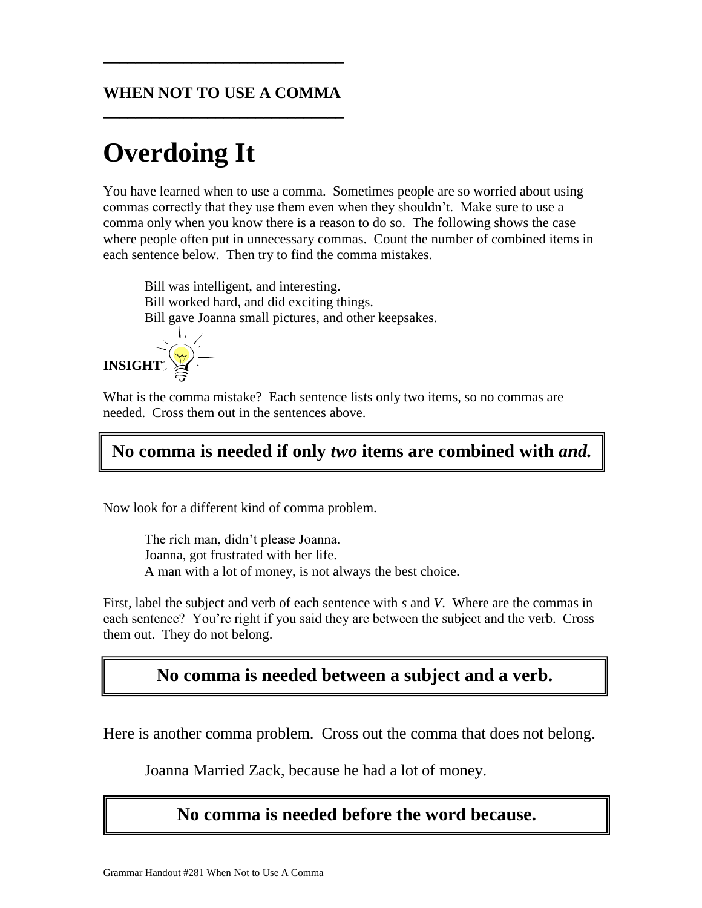## WHEN NOT TO USE A COMMA

# Overdoing It

You have learned when to use a comma. Sometimes people are so worried about using commas correctly that they use them even when they shouldn't. Make sure to use a comma only when you know there is a reason to do so. The following shows the case where people often put in unnecessary commas. Count the number of combined items in each sentence below. Then try to find the comma mistakes.

> Bill was intelligent, and interesting.
> Bill worked hard, and did exciting things.
> Bill gave Joanna small pictures, and other keepsakes.

**INSIGHT**

What is the comma mistake? Each sentence lists only two items, so no commas are needed. Cross them out in the sentences above.

> **No comma is needed if only *two* items are combined with *and.***

Now look for a different kind of comma problem.

> The rich man, didn't please Joanna.
> Joanna, got frustrated with her life.
> A man with a lot of money, is not always the best choice.

First, label the subject and verb of each sentence with *s* and *V*. Where are the commas in each sentence? You're right if you said they are between the subject and the verb. Cross them out. They do not belong.

> **No comma is needed between a subject and a verb.**

Here is another comma problem. Cross out the comma that does not belong.

> Joanna Married Zack, because he had a lot of money.

> **No comma is needed before the word because.**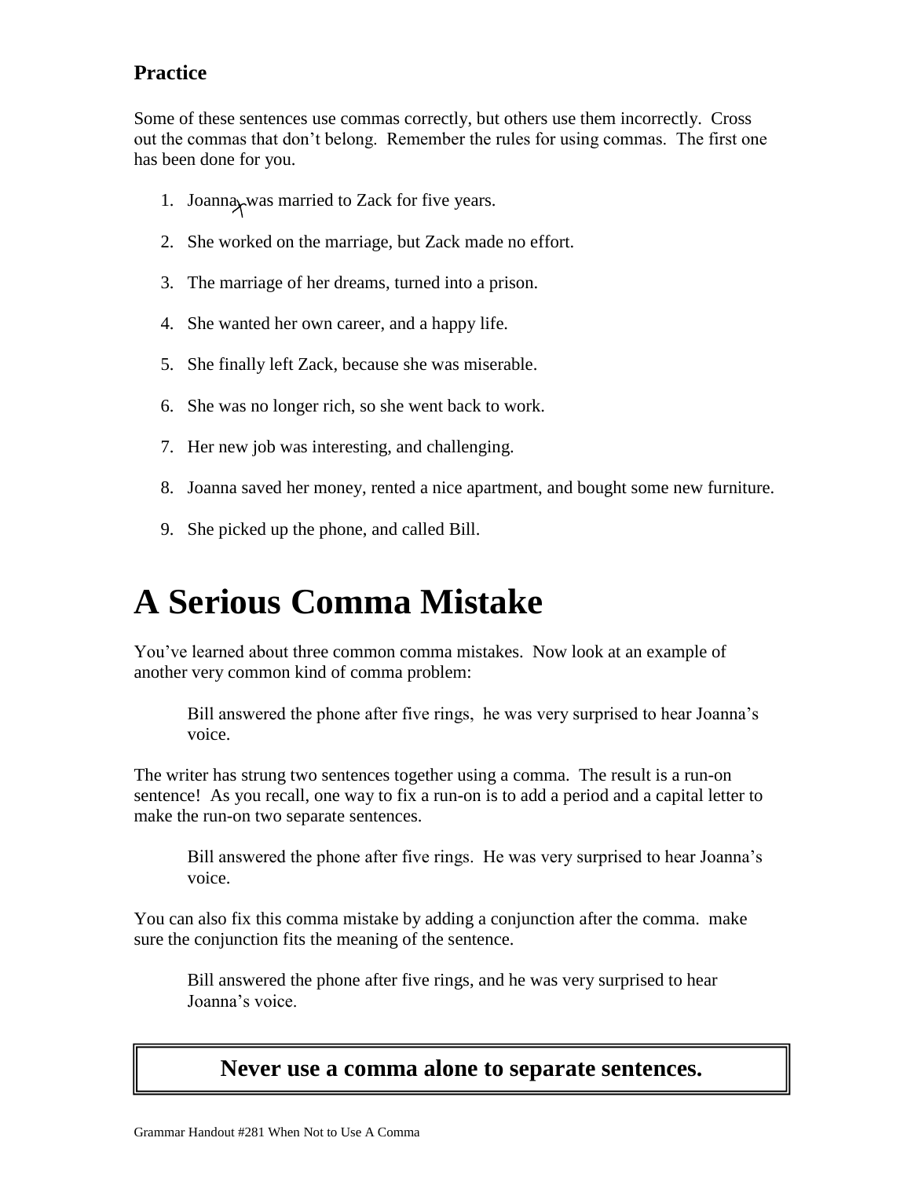### Practice

Some of these sentences use commas correctly, but others use them incorrectly. Cross out the commas that don't belong. Remember the rules for using commas. The first one has been done for you.

1. Joanna, was married to Zack for five years.
2. She worked on the marriage, but Zack made no effort.
3. The marriage of her dreams, turned into a prison.
4. She wanted her own career, and a happy life.
5. She finally left Zack, because she was miserable.
6. She was no longer rich, so she went back to work.
7. Her new job was interesting, and challenging.
8. Joanna saved her money, rented a nice apartment, and bought some new furniture.
9. She picked up the phone, and called Bill.

# A Serious Comma Mistake

You've learned about three common comma mistakes. Now look at an example of another very common kind of comma problem:

> Bill answered the phone after five rings, he was very surprised to hear Joanna's voice.

The writer has strung two sentences together using a comma. The result is a run-on sentence! As you recall, one way to fix a run-on is to add a period and a capital letter to make the run-on two separate sentences.

> Bill answered the phone after five rings. He was very surprised to hear Joanna's voice.

You can also fix this comma mistake by adding a conjunction after the comma. make sure the conjunction fits the meaning of the sentence.

> Bill answered the phone after five rings, and he was very surprised to hear Joanna's voice.

**Never use a comma alone to separate sentences.**